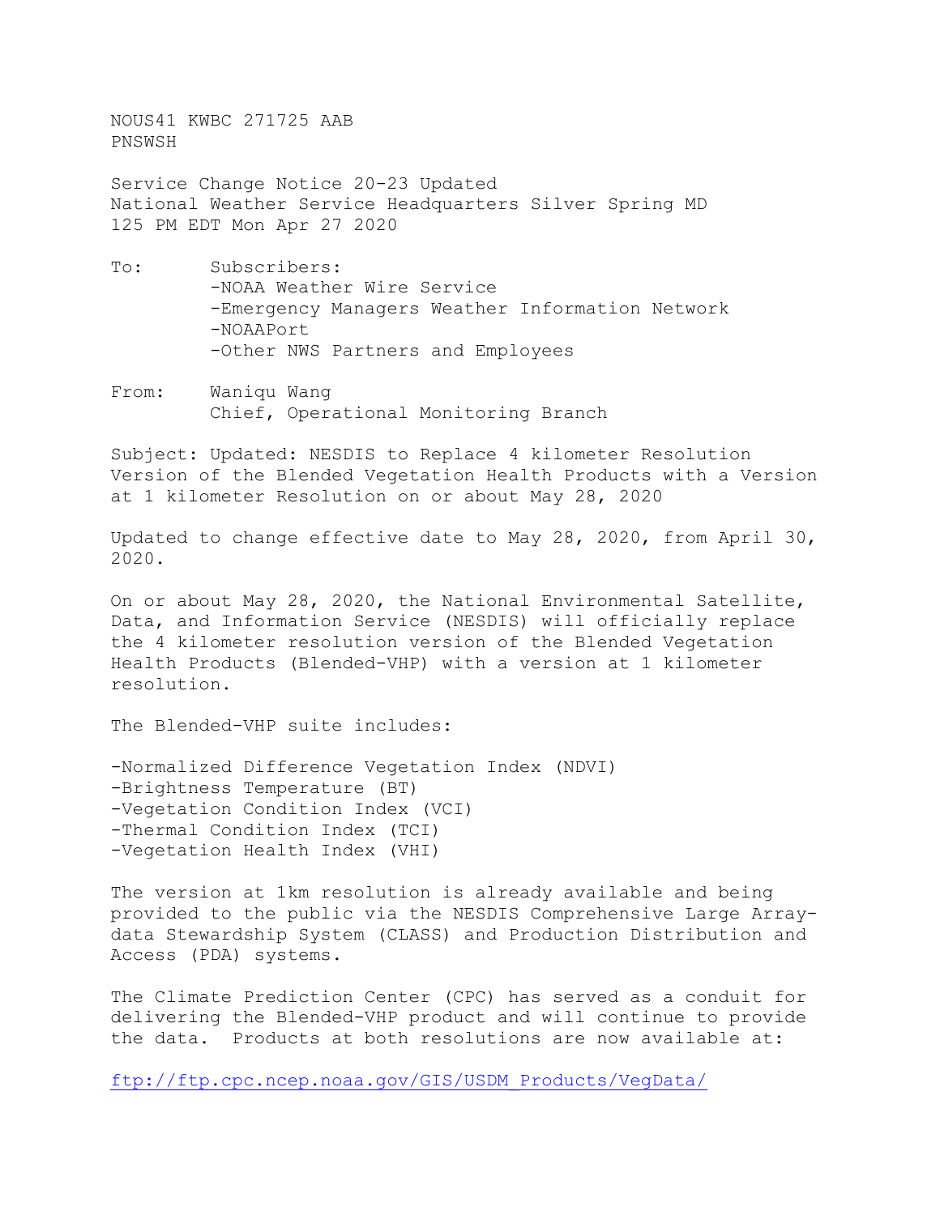NOUS41 KWBC 271725 AAB
PNSWSH

Service Change Notice 20-23 Updated
National Weather Service Headquarters Silver Spring MD
125 PM EDT Mon Apr 27 2020

To: Subscribers:
-NOAA Weather Wire Service
-Emergency Managers Weather Information Network
-NOAAPort
-Other NWS Partners and Employees

From: Waniqu Wang
Chief, Operational Monitoring Branch

Subject: Updated: NESDIS to Replace 4 kilometer Resolution Version of the Blended Vegetation Health Products with a Version at 1 kilometer Resolution on or about May 28, 2020

Updated to change effective date to May 28, 2020, from April 30, 2020.

On or about May 28, 2020, the National Environmental Satellite, Data, and Information Service (NESDIS) will officially replace the 4 kilometer resolution version of the Blended Vegetation Health Products (Blended-VHP) with a version at 1 kilometer resolution.

The Blended-VHP suite includes:

- Normalized Difference Vegetation Index (NDVI)
- Brightness Temperature (BT)
- Vegetation Condition Index (VCI)
- Thermal Condition Index (TCI)
- Vegetation Health Index (VHI)

The version at 1km resolution is already available and being provided to the public via the NESDIS Comprehensive Large Array-data Stewardship System (CLASS) and Production Distribution and Access (PDA) systems.

The Climate Prediction Center (CPC) has served as a conduit for delivering the Blended-VHP product and will continue to provide the data. Products at both resolutions are now available at:

ftp://ftp.cpc.ncep.noaa.gov/GIS/USDM_Products/VegData/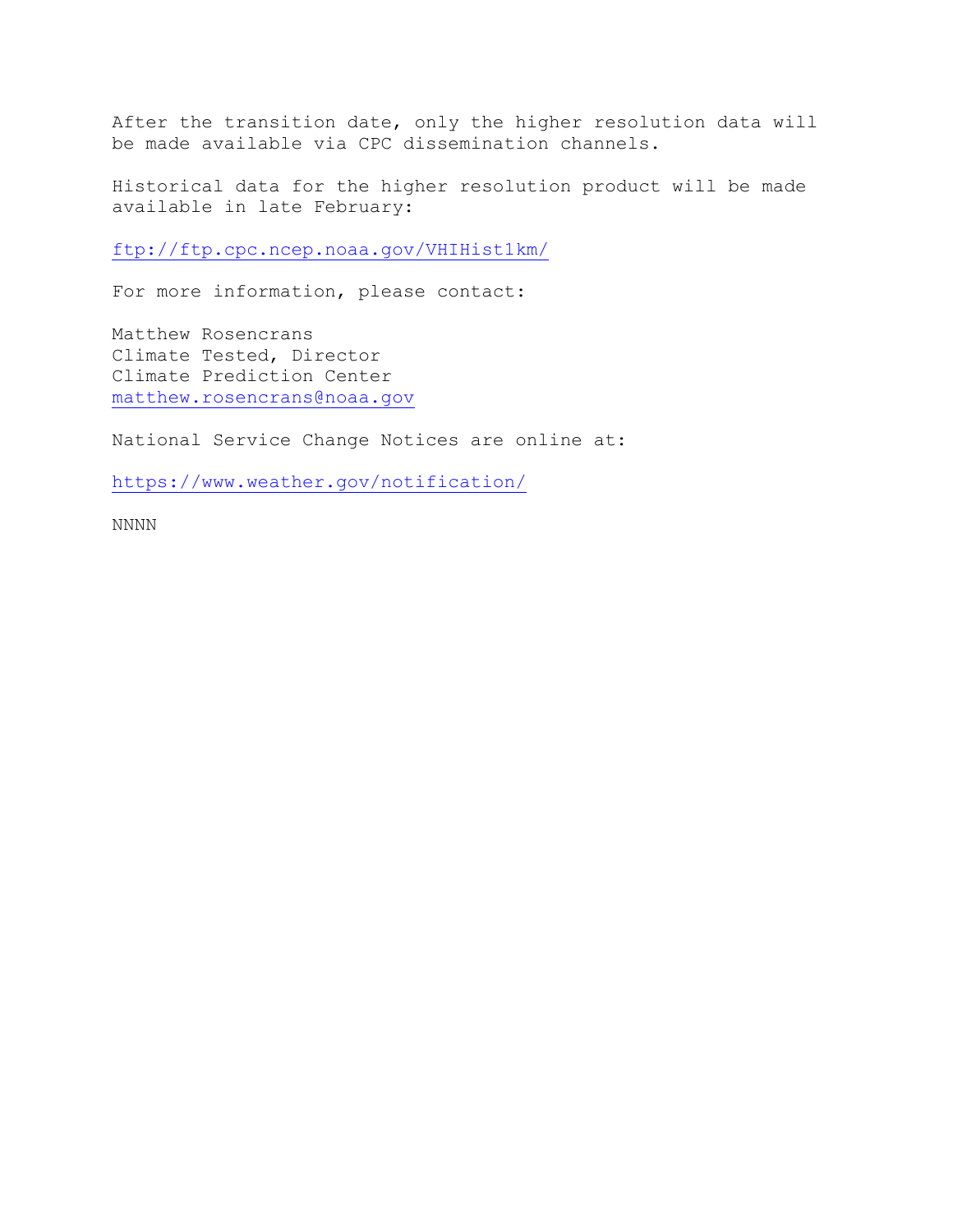After the transition date, only the higher resolution data will be made available via CPC dissemination channels.

Historical data for the higher resolution product will be made available in late February:

ftp://ftp.cpc.ncep.noaa.gov/VHIHist1km/

For more information, please contact:

Matthew Rosencrans
Climate Tested, Director
Climate Prediction Center
matthew.rosencrans@noaa.gov

National Service Change Notices are online at:

https://www.weather.gov/notification/

NNNN